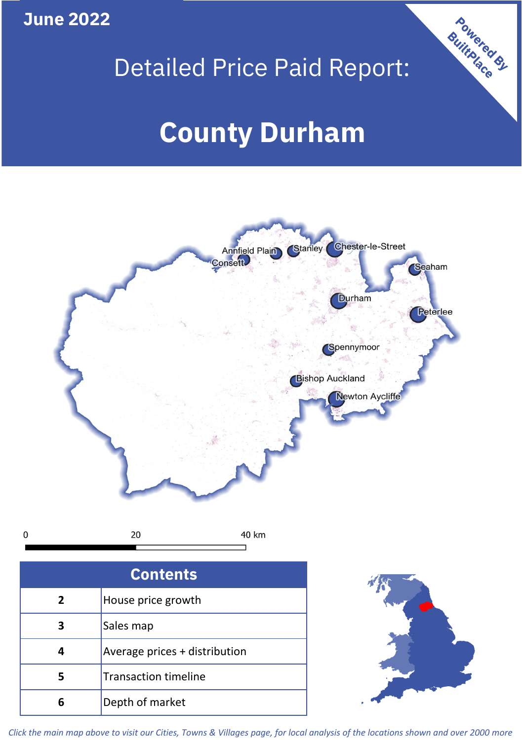June 2022

# Detailed Price Paid Report:

# County Durham

Powered By BuiltPlace

| Contents | |
|---|---|
| 2 | House price growth |
| 3 | Sales map |
| 4 | Average prices + distribution |
| 5 | Transaction timeline |
| 6 | Depth of market |

*Click the main map above to visit our Cities, Towns & Villages page, for local analysis of the locations shown and over 2000 more*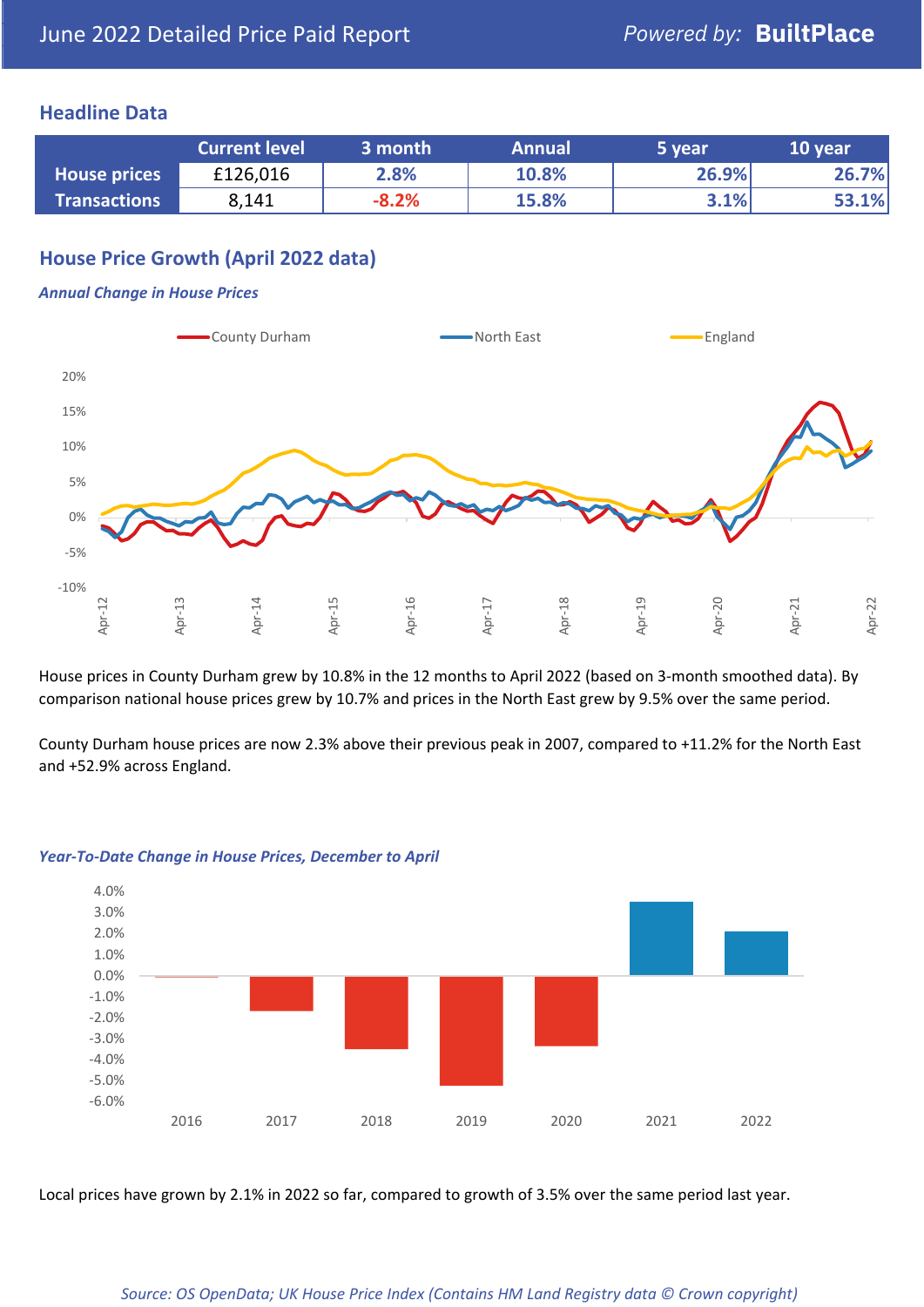June 2022 Detailed Price Paid Report

Powered by: **BuiltPlace**

## Headline Data

| | Current level | 3 month | Annual | 5 year | 10 year |
|---|---|---|---|---|---|
| **House prices** | £126,016 | 2.8% | 10.8% | 26.9% | 26.7% |
| **Transactions** | 8,141 | -8.2% | 15.8% | 3.1% | 53.1% |

## House Price Growth (April 2022 data)

### *Annual Change in House Prices*

House prices in County Durham grew by 10.8% in the 12 months to April 2022 (based on 3-month smoothed data). By comparison national house prices grew by 10.7% and prices in the North East grew by 9.5% over the same period.

County Durham house prices are now 2.3% above their previous peak in 2007, compared to +11.2% for the North East and +52.9% across England.

### *Year-To-Date Change in House Prices, December to April*

Local prices have grown by 2.1% in 2022 so far, compared to growth of 3.5% over the same period last year.

*Source: OS OpenData; UK House Price Index (Contains HM Land Registry data © Crown copyright)*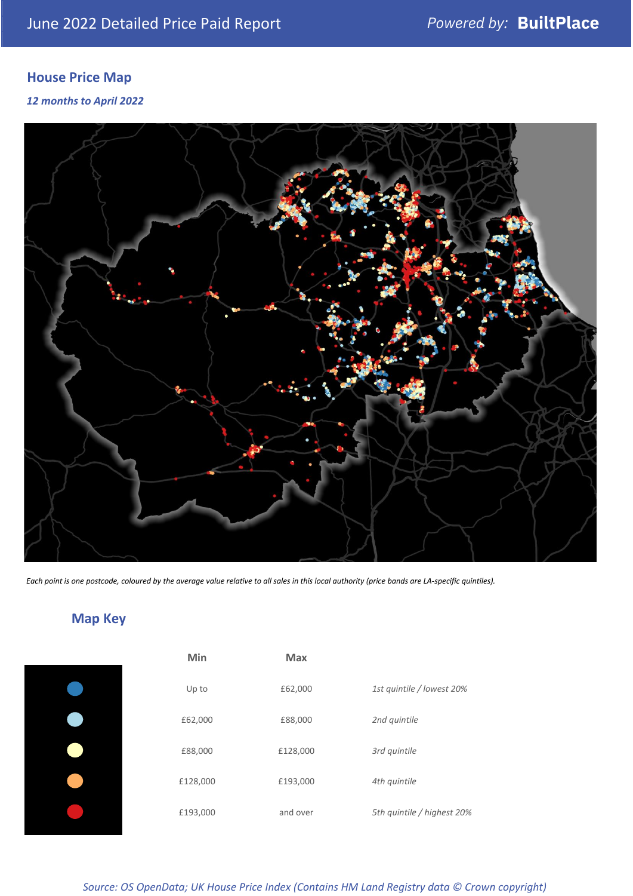June 2022 Detailed Price Paid Report — *Powered by:* **BuiltPlace**

## House Price Map

*12 months to April 2022*

*Each point is one postcode, coloured by the average value relative to all sales in this local authority (price bands are LA-specific quintiles).*

## Map Key

| | Min | Max | |
|---|---|---|---|
| Dark blue | Up to | £62,000 | *1st quintile / lowest 20%* |
| Light blue | £62,000 | £88,000 | *2nd quintile* |
| Pale yellow | £88,000 | £128,000 | *3rd quintile* |
| Orange | £128,000 | £193,000 | *4th quintile* |
| Red | £193,000 | and over | *5th quintile / highest 20%* |

*Source: OS OpenData; UK House Price Index (Contains HM Land Registry data © Crown copyright)*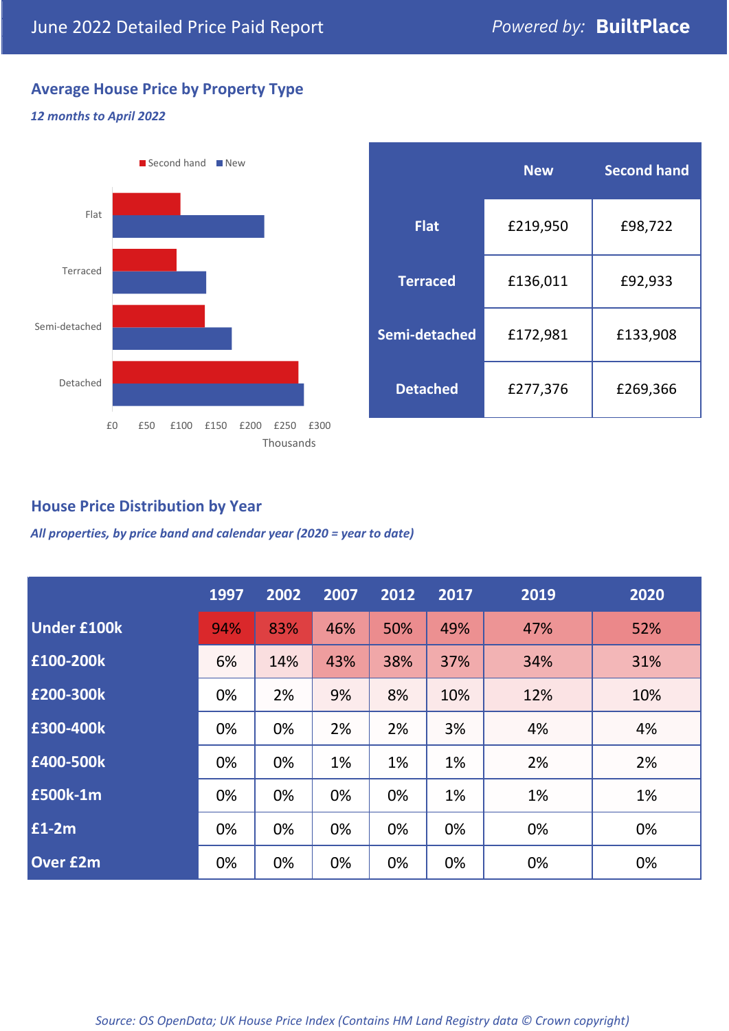June 2022 Detailed Price Paid Report

Powered by: **BuiltPlace**

## Average House Price by Property Type

*12 months to April 2022*

| | New | Second hand |
|---|---|---|
| **Flat** | £219,950 | £98,722 |
| **Terraced** | £136,011 | £92,933 |
| **Semi-detached** | £172,981 | £133,908 |
| **Detached** | £277,376 | £269,366 |

## House Price Distribution by Year

*All properties, by price band and calendar year (2020 = year to date)*

| | 1997 | 2002 | 2007 | 2012 | 2017 | 2019 | 2020 |
|---|---|---|---|---|---|---|---|
| **Under £100k** | 94% | 83% | 46% | 50% | 49% | 47% | 52% |
| **£100-200k** | 6% | 14% | 43% | 38% | 37% | 34% | 31% |
| **£200-300k** | 0% | 2% | 9% | 8% | 10% | 12% | 10% |
| **£300-400k** | 0% | 0% | 2% | 2% | 3% | 4% | 4% |
| **£400-500k** | 0% | 0% | 1% | 1% | 1% | 2% | 2% |
| **£500k-1m** | 0% | 0% | 0% | 0% | 1% | 1% | 1% |
| **£1-2m** | 0% | 0% | 0% | 0% | 0% | 0% | 0% |
| **Over £2m** | 0% | 0% | 0% | 0% | 0% | 0% | 0% |

*Source: OS OpenData; UK House Price Index (Contains HM Land Registry data © Crown copyright)*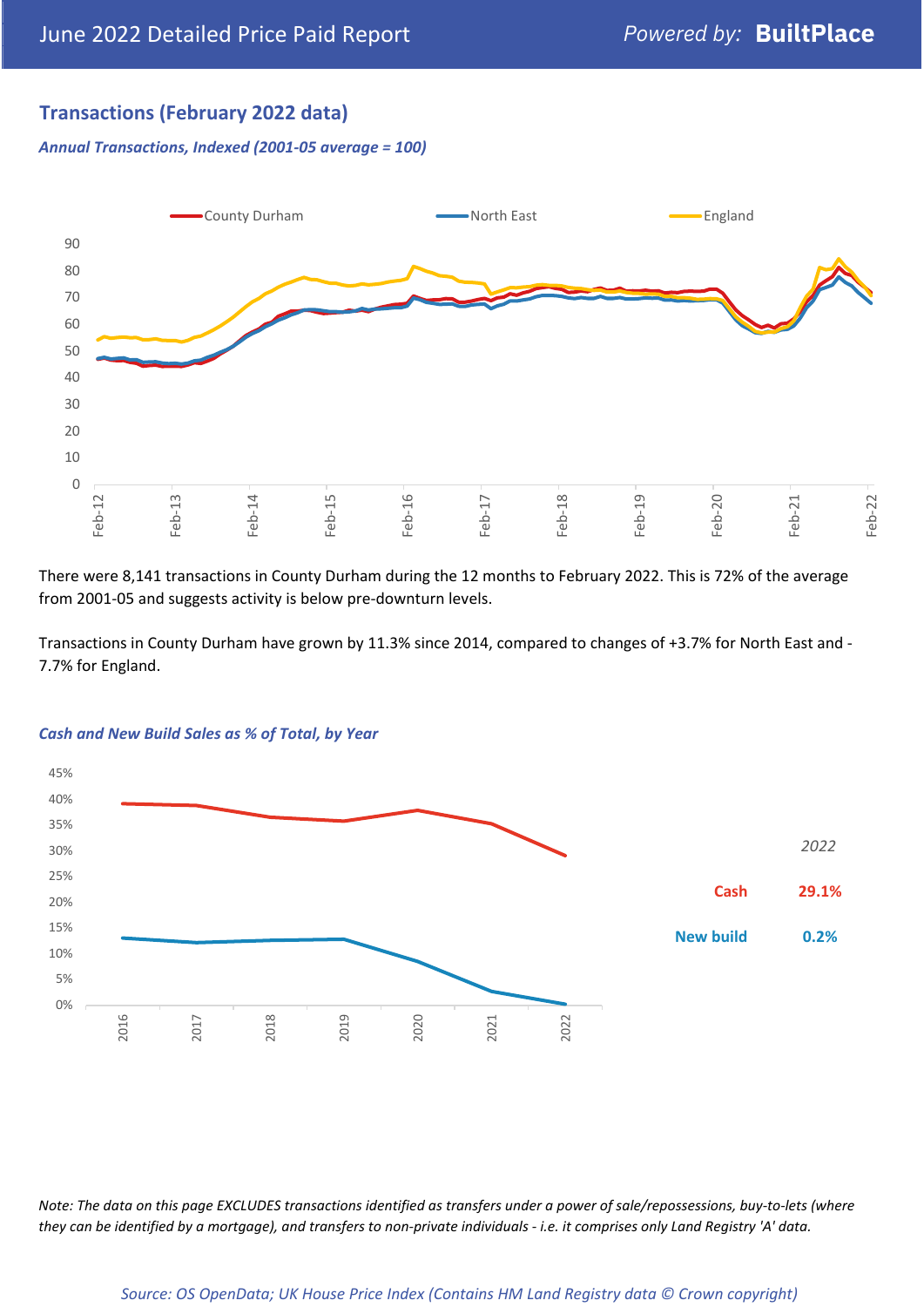# June 2022 Detailed Price Paid Report

## Transactions (February 2022 data)

*Annual Transactions, Indexed (2001-05 average = 100)*

There were 8,141 transactions in County Durham during the 12 months to February 2022. This is 72% of the average from 2001-05 and suggests activity is below pre-downturn levels.

Transactions in County Durham have grown by 11.3% since 2014, compared to changes of +3.7% for North East and -7.7% for England.

*Cash and New Build Sales as % of Total, by Year*

| *2022* | |
|---|---|
| Cash | 29.1% |
| New build | 0.2% |

*Note: The data on this page EXCLUDES transactions identified as transfers under a power of sale/repossessions, buy-to-lets (where they can be identified by a mortgage), and transfers to non-private individuals - i.e. it comprises only Land Registry 'A' data.*

*Source: OS OpenData; UK House Price Index (Contains HM Land Registry data © Crown copyright)*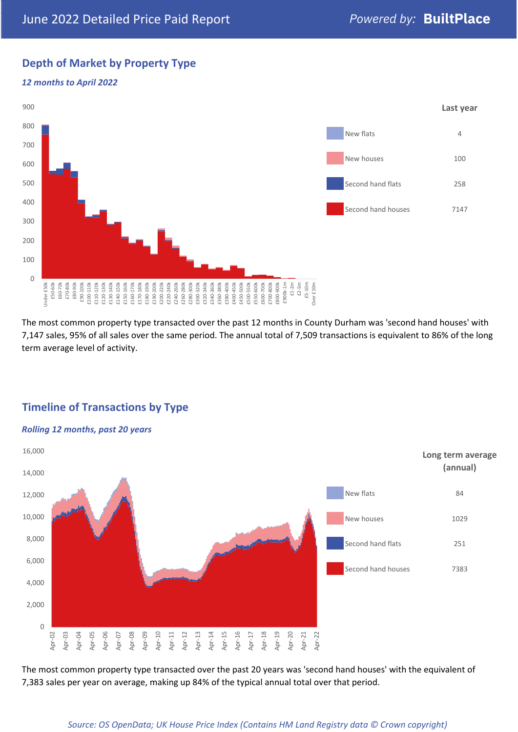# June 2022 Detailed Price Paid Report

Powered by: **BuiltPlace**

## Depth of Market by Property Type

*12 months to April 2022*

900
800
700
600
500
400
300
200
100
0

Under £50k, £50-60k, £60-70k, £70-80k, £80-90k, £90-100k, £100-110k, £110-120k, £120-130k, £130-140k, £140-150k, £150-160k, £160-170k, £170-180k, £180-190k, £190-200k, £200-220k, £220-240k, £240-260k, £260-280k, £280-300k, £300-320k, £320-340k, £340-360k, £360-380k, £380-400k, £400-450k, £450-500k, £500-550k, £550-600k, £600-700k, £700-800k, £800-900k, £900k-1m, £1-2m, £2-5m, £5-10m, Over £10m

Last year

New flats 4
New houses 100
Second hand flats 258
Second hand houses 7147

The most common property type transacted over the past 12 months in County Durham was 'second hand houses' with 7,147 sales, 95% of all sales over the same period. The annual total of 7,509 transactions is equivalent to 86% of the long term average level of activity.

## Timeline of Transactions by Type

*Rolling 12 months, past 20 years*

16,000
14,000
12,000
10,000
8,000
6,000
4,000
2,000
0

Apr-02, Apr-03, Apr-04, Apr-05, Apr-06, Apr-07, Apr-08, Apr-09, Apr-10, Apr-11, Apr-12, Apr-13, Apr-14, Apr-15, Apr-16, Apr-17, Apr-18, Apr-19, Apr-20, Apr-21, Apr-22

Long term average (annual)

New flats 84
New houses 1029
Second hand flats 251
Second hand houses 7383

The most common property type transacted over the past 20 years was 'second hand houses' with the equivalent of 7,383 sales per year on average, making up 84% of the typical annual total over that period.

*Source: OS OpenData; UK House Price Index (Contains HM Land Registry data © Crown copyright)*